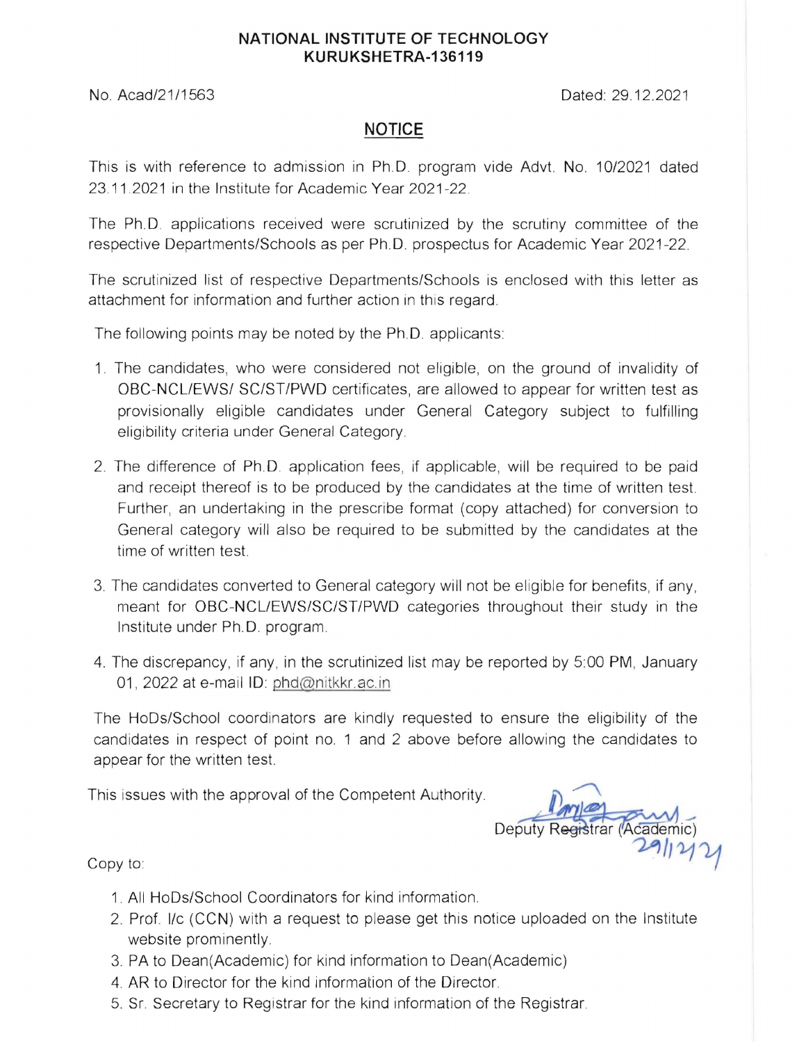**NATIONAL INSTITUTE OF TECHNOLOGY**
**KURUKSHETRA-136119**

No. Acad/21/1563 Dated: 29.12.2021

## NOTICE

This is with reference to admission in Ph.D. program vide Advt. No. 10/2021 dated 23.11.2021 in the Institute for Academic Year 2021-22.

The Ph.D. applications received were scrutinized by the scrutiny committee of the respective Departments/Schools as per Ph.D. prospectus for Academic Year 2021-22.

The scrutinized list of respective Departments/Schools is enclosed with this letter as attachment for information and further action in this regard.

The following points may be noted by the Ph.D. applicants:

1. The candidates, who were considered not eligible, on the ground of invalidity of OBC-NCL/EWS/ SC/ST/PWD certificates, are allowed to appear for written test as provisionally eligible candidates under General Category subject to fulfilling eligibility criteria under General Category.
2. The difference of Ph.D. application fees, if applicable, will be required to be paid and receipt thereof is to be produced by the candidates at the time of written test. Further, an undertaking in the prescribe format (copy attached) for conversion to General category will also be required to be submitted by the candidates at the time of written test.
3. The candidates converted to General category will not be eligible for benefits, if any, meant for OBC-NCL/EWS/SC/ST/PWD categories throughout their study in the Institute under Ph.D. program.
4. The discrepancy, if any, in the scrutinized list may be reported by 5:00 PM, January 01, 2022 at e-mail ID: phd@nitkkr.ac.in

The HoDs/School coordinators are kindly requested to ensure the eligibility of the candidates in respect of point no. 1 and 2 above before allowing the candidates to appear for the written test.

This issues with the approval of the Competent Authority.

Deputy Registrar (Academic)
29/12/21

Copy to:

1. All HoDs/School Coordinators for kind information.
2. Prof. I/c (CCN) with a request to please get this notice uploaded on the Institute website prominently.
3. PA to Dean(Academic) for kind information to Dean(Academic)
4. AR to Director for the kind information of the Director.
5. Sr. Secretary to Registrar for the kind information of the Registrar.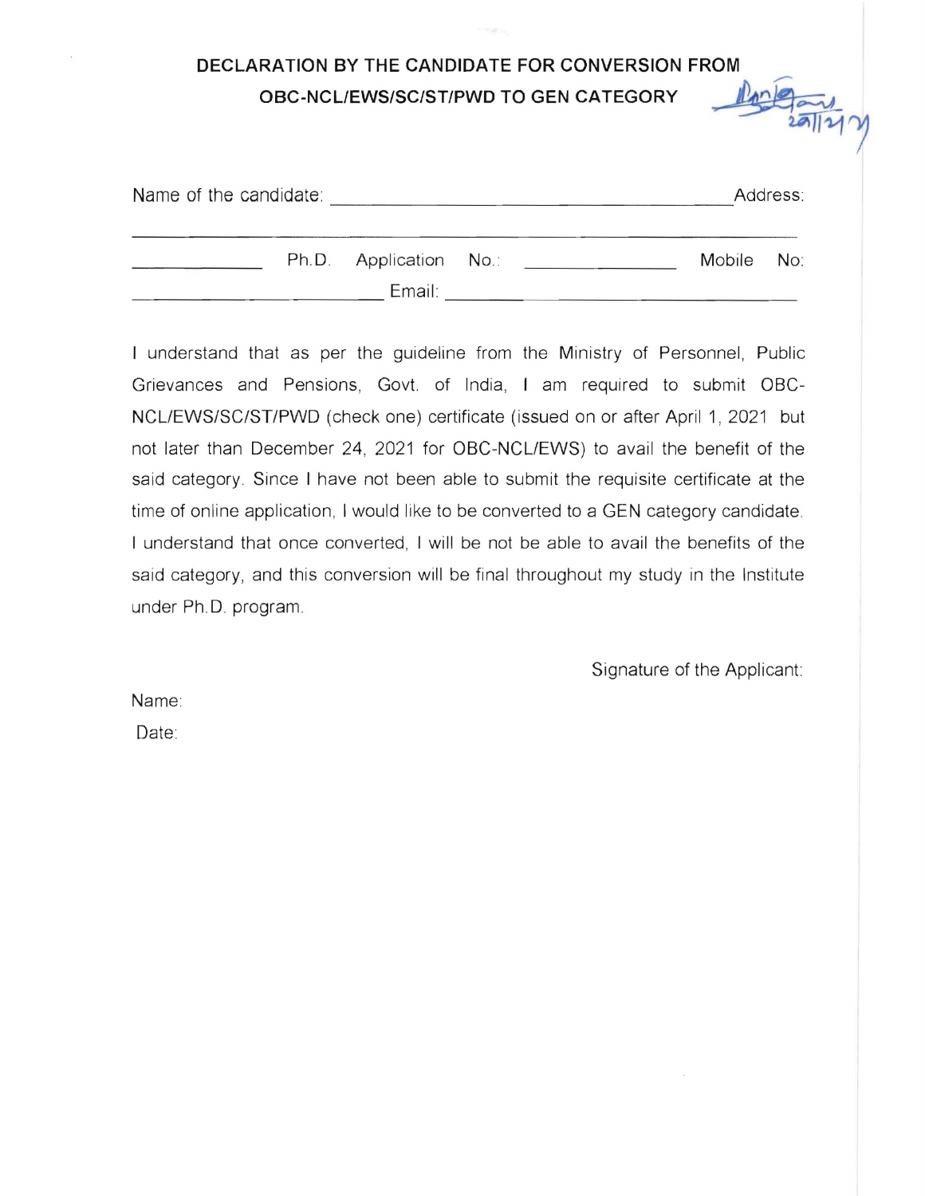**DECLARATION BY THE CANDIDATE FOR CONVERSION FROM OBC-NCL/EWS/SC/ST/PWD TO GEN CATEGORY**

Name of the candidate: ______________________________________ Address: ________________________________________________ ____________ Ph.D. Application No.: ______________ Mobile No: ______________________ Email: ______________________________

I understand that as per the guideline from the Ministry of Personnel, Public Grievances and Pensions, Govt. of India, I am required to submit OBC-NCL/EWS/SC/ST/PWD (check one) certificate (issued on or after April 1, 2021 but not later than December 24, 2021 for OBC-NCL/EWS) to avail the benefit of the said category. Since I have not been able to submit the requisite certificate at the time of online application, I would like to be converted to a GEN category candidate. I understand that once converted, I will be not be able to avail the benefits of the said category, and this conversion will be final throughout my study in the Institute under Ph.D. program.

Signature of the Applicant:

Name:

Date: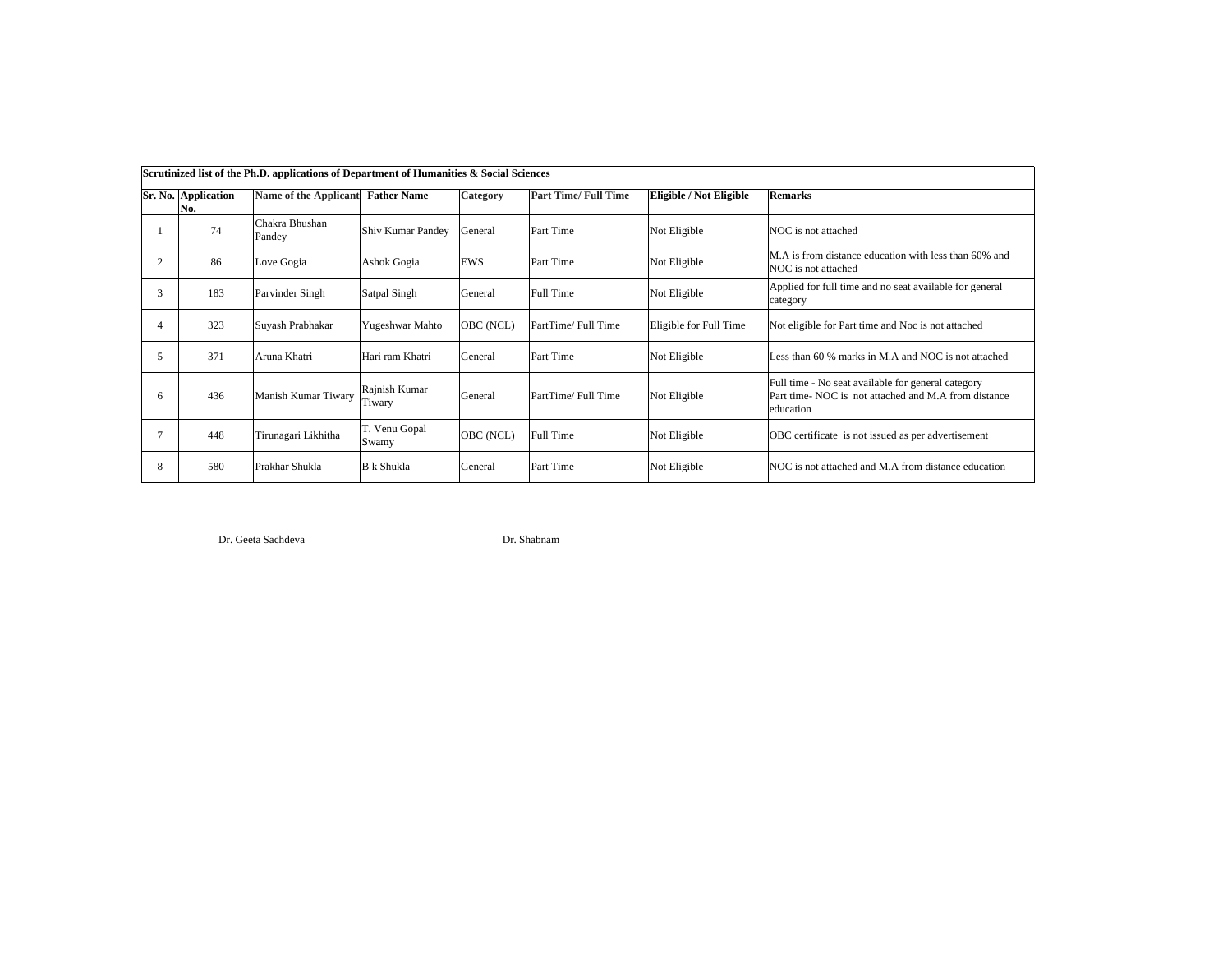**Scrutinized list of the Ph.D. applications of Department of Humanities & Social Sciences**

| Sr. No. | Application No. | Name of the Applicant | Father Name | Category | Part Time/ Full Time | Eligible / Not Eligible | Remarks |
|---|---|---|---|---|---|---|---|
| 1 | 74 | Chakra Bhushan Pandey | Shiv Kumar Pandey | General | Part Time | Not Eligible | NOC is not attached |
| 2 | 86 | Love Gogia | Ashok Gogia | EWS | Part Time | Not Eligible | M.A is from distance education with less than 60% and NOC is not attached |
| 3 | 183 | Parvinder Singh | Satpal Singh | General | Full Time | Not Eligible | Applied for full time and no seat available for general category |
| 4 | 323 | Suyash Prabhakar | Yugeshwar Mahto | OBC (NCL) | PartTime/ Full Time | Eligible for Full Time | Not eligible for Part time and Noc is not attached |
| 5 | 371 | Aruna Khatri | Hari ram Khatri | General | Part Time | Not Eligible | Less than 60 % marks in M.A and NOC is not attached |
| 6 | 436 | Manish Kumar Tiwary | Rajnish Kumar Tiwary | General | PartTime/ Full Time | Not Eligible | Full time - No seat available for general category Part time- NOC is not attached and M.A from distance education |
| 7 | 448 | Tirunagari Likhitha | T. Venu Gopal Swamy | OBC (NCL) | Full Time | Not Eligible | OBC certificate is not issued as per advertisement |
| 8 | 580 | Prakhar Shukla | B k Shukla | General | Part Time | Not Eligible | NOC is not attached and M.A from distance education |

Dr. Geeta Sachdeva

Dr. Shabnam